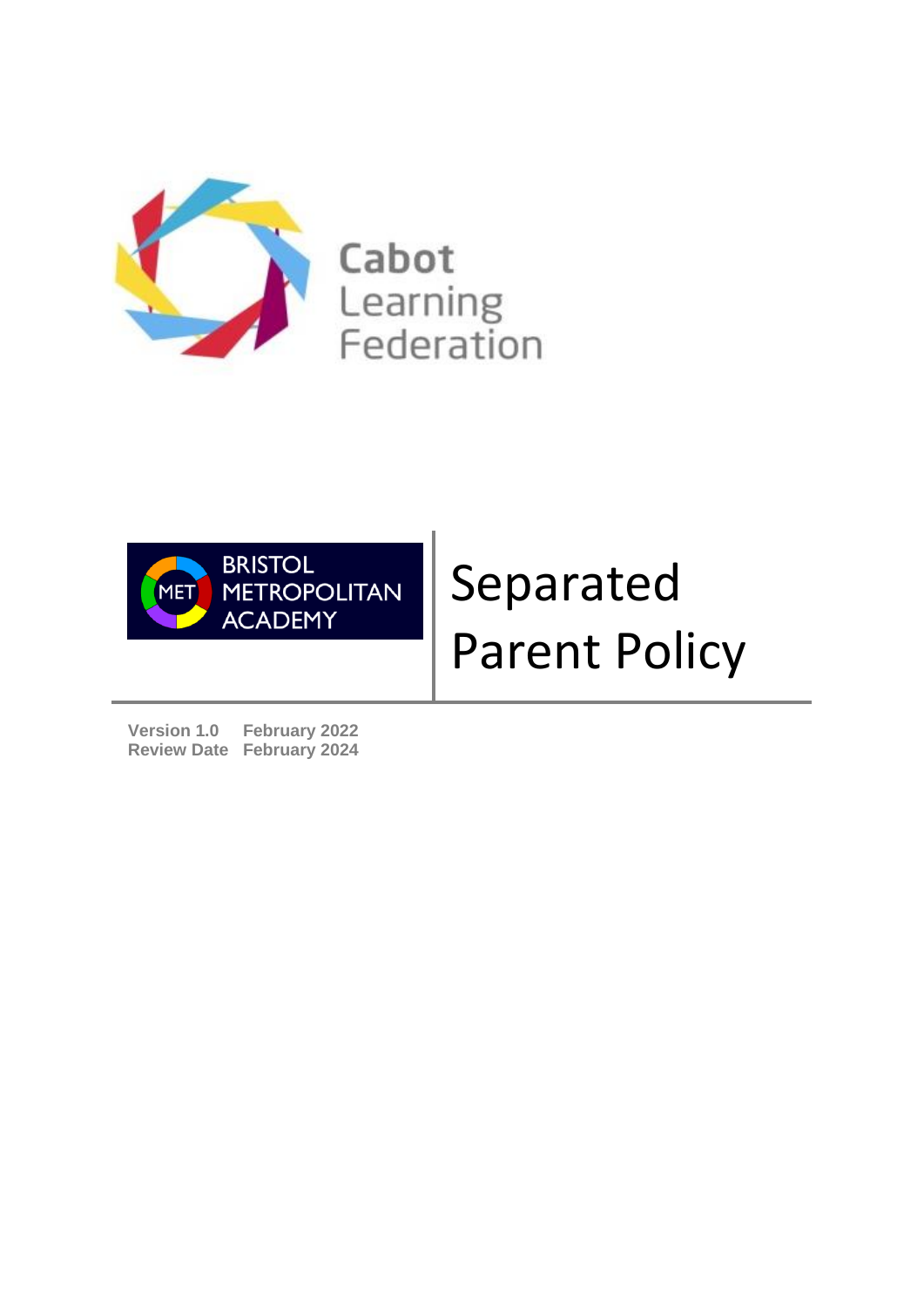Cabot Learning Federation

BRISTOL METROPOLITAN ACADEMY

# Separated Parent Policy

**Version 1.0** **February 2022**
**Review Date** **February 2024**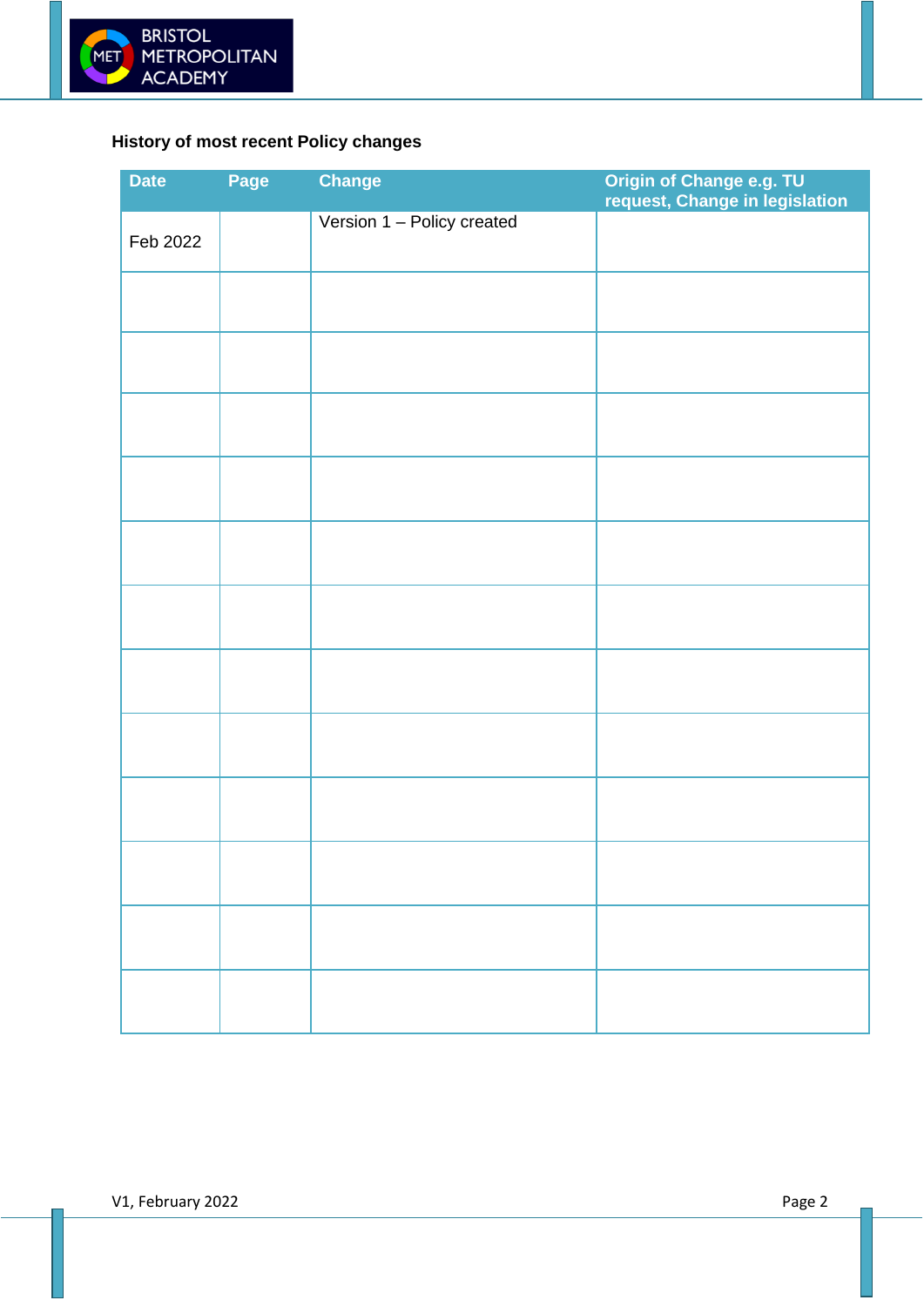**History of most recent Policy changes**

| Date | Page | Change | Origin of Change e.g. TU request, Change in legislation |
|---|---|---|---|
| Feb 2022 | | Version 1 – Policy created | |
| | | | |
| | | | |
| | | | |
| | | | |
| | | | |
| | | | |
| | | | |
| | | | |
| | | | |
| | | | |
| | | | |
| | | | |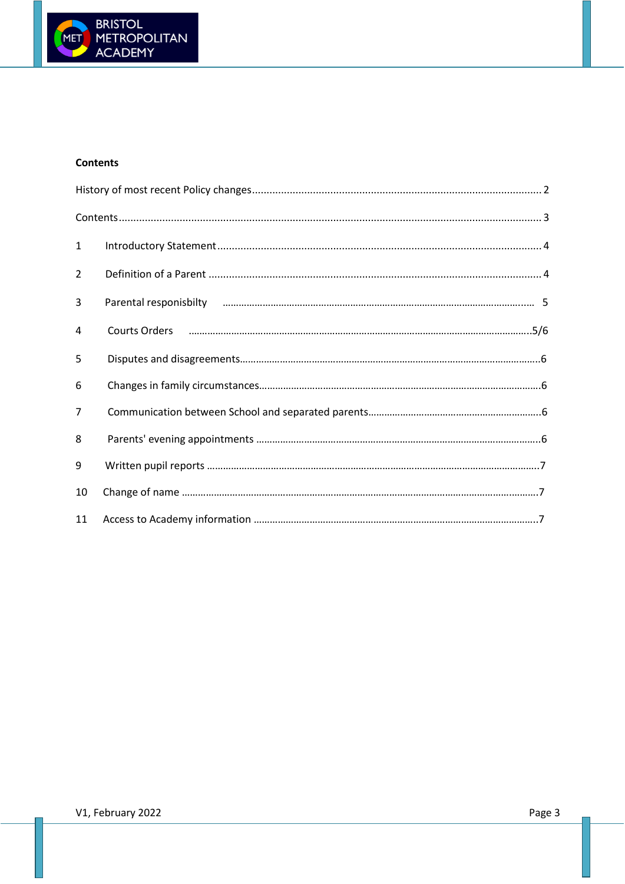**Contents**

History of most recent Policy changes ................................................................................................ 2

Contents ................................................................................................................................................ 3

1 Introductory Statement ................................................................................................................ 4

2 Definition of a Parent ................................................................................................................... 4

3 Parental responisbilty ................................................................................................................... 5

4 Courts Orders ............................................................................................................................. 5/6

5 Disputes and disagreements.............................................................................................................6

6 Changes in family circumstances......................................................................................................6

7 Communication between School and separated parents...............................................................6

8 Parents' evening appointments ........................................................................................................6

9 Written pupil reports ........................................................................................................................7

10 Change of name ...............................................................................................................................7

11 Access to Academy information .....................................................................................................7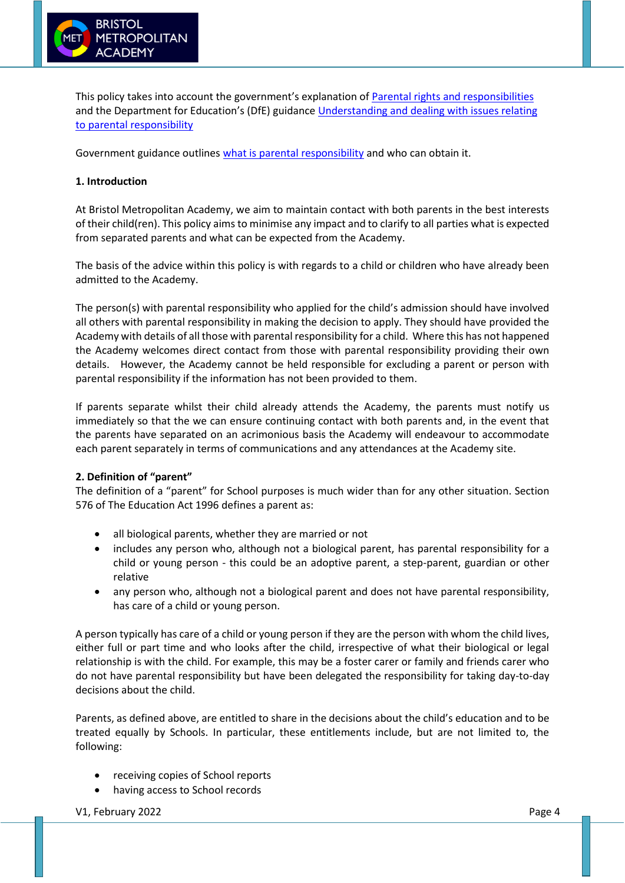This policy takes into account the government's explanation of [Parental rights and responsibilities](#) and the Department for Education's (DfE) guidance [Understanding and dealing with issues relating to parental responsibility](#)

Government guidance outlines [what is parental responsibility](#) and who can obtain it.

**1. Introduction**

At Bristol Metropolitan Academy, we aim to maintain contact with both parents in the best interests of their child(ren). This policy aims to minimise any impact and to clarify to all parties what is expected from separated parents and what can be expected from the Academy.

The basis of the advice within this policy is with regards to a child or children who have already been admitted to the Academy.

The person(s) with parental responsibility who applied for the child's admission should have involved all others with parental responsibility in making the decision to apply. They should have provided the Academy with details of all those with parental responsibility for a child. Where this has not happened the Academy welcomes direct contact from those with parental responsibility providing their own details. However, the Academy cannot be held responsible for excluding a parent or person with parental responsibility if the information has not been provided to them.

If parents separate whilst their child already attends the Academy, the parents must notify us immediately so that the we can ensure continuing contact with both parents and, in the event that the parents have separated on an acrimonious basis the Academy will endeavour to accommodate each parent separately in terms of communications and any attendances at the Academy site.

**2. Definition of "parent"**

The definition of a "parent" for School purposes is much wider than for any other situation. Section 576 of The Education Act 1996 defines a parent as:

- all biological parents, whether they are married or not
- includes any person who, although not a biological parent, has parental responsibility for a child or young person - this could be an adoptive parent, a step-parent, guardian or other relative
- any person who, although not a biological parent and does not have parental responsibility, has care of a child or young person.

A person typically has care of a child or young person if they are the person with whom the child lives, either full or part time and who looks after the child, irrespective of what their biological or legal relationship is with the child. For example, this may be a foster carer or family and friends carer who do not have parental responsibility but have been delegated the responsibility for taking day-to-day decisions about the child.

Parents, as defined above, are entitled to share in the decisions about the child's education and to be treated equally by Schools. In particular, these entitlements include, but are not limited to, the following:

- receiving copies of School reports
- having access to School records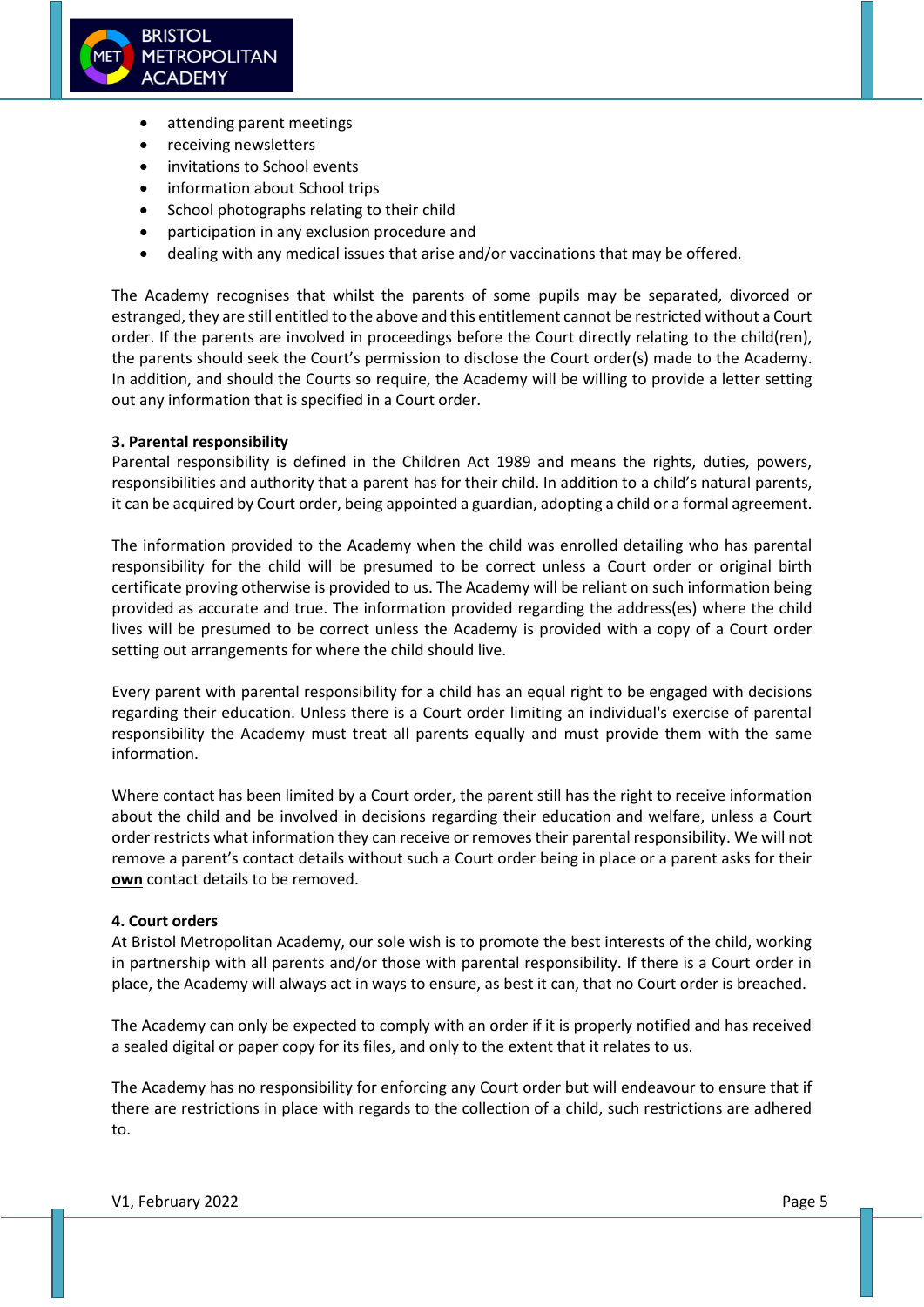- attending parent meetings
- receiving newsletters
- invitations to School events
- information about School trips
- School photographs relating to their child
- participation in any exclusion procedure and
- dealing with any medical issues that arise and/or vaccinations that may be offered.

The Academy recognises that whilst the parents of some pupils may be separated, divorced or estranged, they are still entitled to the above and this entitlement cannot be restricted without a Court order. If the parents are involved in proceedings before the Court directly relating to the child(ren), the parents should seek the Court's permission to disclose the Court order(s) made to the Academy. In addition, and should the Courts so require, the Academy will be willing to provide a letter setting out any information that is specified in a Court order.

**3. Parental responsibility**

Parental responsibility is defined in the Children Act 1989 and means the rights, duties, powers, responsibilities and authority that a parent has for their child. In addition to a child's natural parents, it can be acquired by Court order, being appointed a guardian, adopting a child or a formal agreement.

The information provided to the Academy when the child was enrolled detailing who has parental responsibility for the child will be presumed to be correct unless a Court order or original birth certificate proving otherwise is provided to us. The Academy will be reliant on such information being provided as accurate and true. The information provided regarding the address(es) where the child lives will be presumed to be correct unless the Academy is provided with a copy of a Court order setting out arrangements for where the child should live.

Every parent with parental responsibility for a child has an equal right to be engaged with decisions regarding their education. Unless there is a Court order limiting an individual's exercise of parental responsibility the Academy must treat all parents equally and must provide them with the same information.

Where contact has been limited by a Court order, the parent still has the right to receive information about the child and be involved in decisions regarding their education and welfare, unless a Court order restricts what information they can receive or removes their parental responsibility. We will not remove a parent's contact details without such a Court order being in place or a parent asks for their **own** contact details to be removed.

**4. Court orders**

At Bristol Metropolitan Academy, our sole wish is to promote the best interests of the child, working in partnership with all parents and/or those with parental responsibility. If there is a Court order in place, the Academy will always act in ways to ensure, as best it can, that no Court order is breached.

The Academy can only be expected to comply with an order if it is properly notified and has received a sealed digital or paper copy for its files, and only to the extent that it relates to us.

The Academy has no responsibility for enforcing any Court order but will endeavour to ensure that if there are restrictions in place with regards to the collection of a child, such restrictions are adhered to.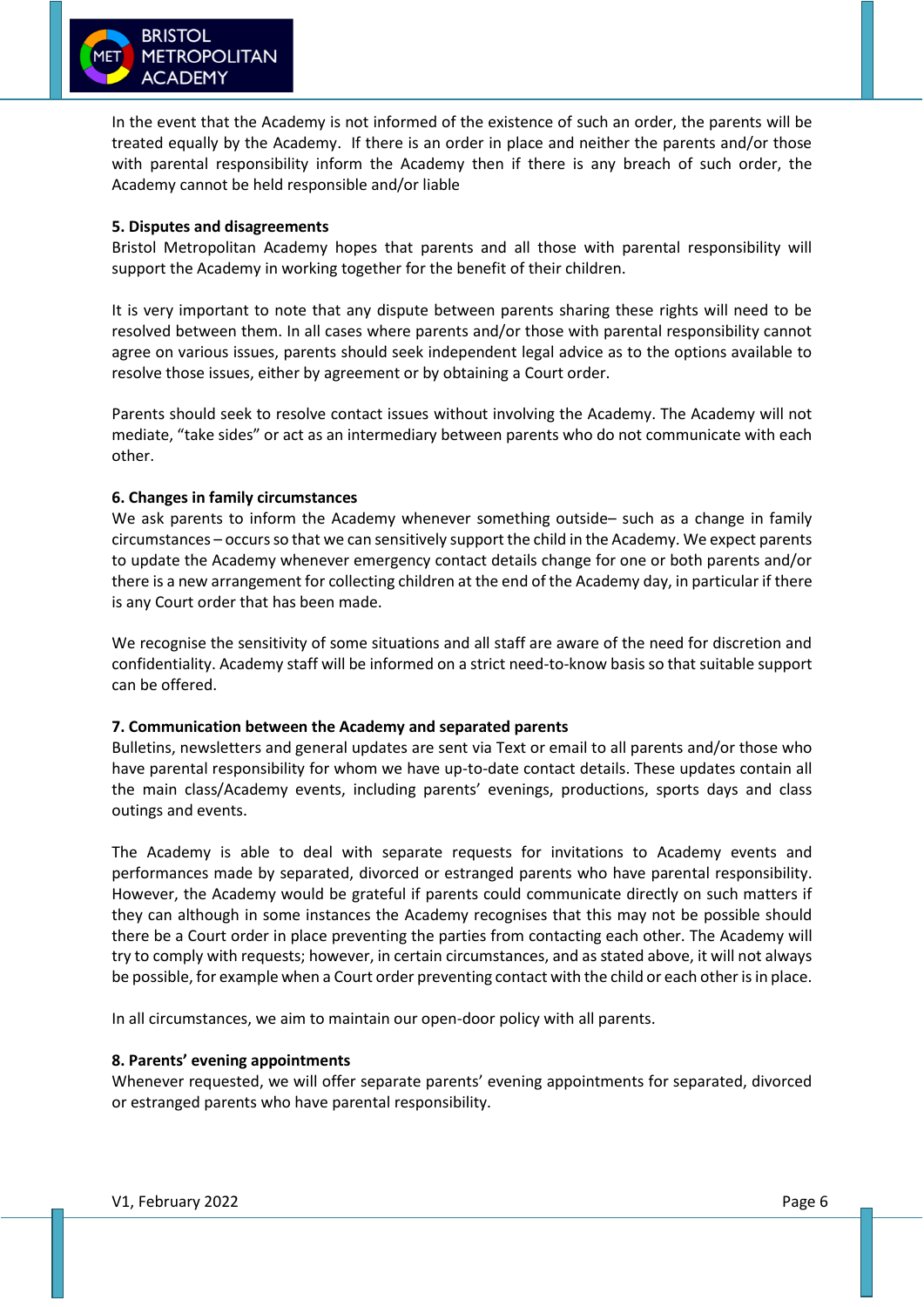In the event that the Academy is not informed of the existence of such an order, the parents will be treated equally by the Academy. If there is an order in place and neither the parents and/or those with parental responsibility inform the Academy then if there is any breach of such order, the Academy cannot be held responsible and/or liable

**5. Disputes and disagreements**

Bristol Metropolitan Academy hopes that parents and all those with parental responsibility will support the Academy in working together for the benefit of their children.

It is very important to note that any dispute between parents sharing these rights will need to be resolved between them. In all cases where parents and/or those with parental responsibility cannot agree on various issues, parents should seek independent legal advice as to the options available to resolve those issues, either by agreement or by obtaining a Court order.

Parents should seek to resolve contact issues without involving the Academy. The Academy will not mediate, "take sides" or act as an intermediary between parents who do not communicate with each other.

**6. Changes in family circumstances**

We ask parents to inform the Academy whenever something outside– such as a change in family circumstances – occurs so that we can sensitively support the child in the Academy. We expect parents to update the Academy whenever emergency contact details change for one or both parents and/or there is a new arrangement for collecting children at the end of the Academy day, in particular if there is any Court order that has been made.

We recognise the sensitivity of some situations and all staff are aware of the need for discretion and confidentiality. Academy staff will be informed on a strict need-to-know basis so that suitable support can be offered.

**7. Communication between the Academy and separated parents**

Bulletins, newsletters and general updates are sent via Text or email to all parents and/or those who have parental responsibility for whom we have up-to-date contact details. These updates contain all the main class/Academy events, including parents' evenings, productions, sports days and class outings and events.

The Academy is able to deal with separate requests for invitations to Academy events and performances made by separated, divorced or estranged parents who have parental responsibility. However, the Academy would be grateful if parents could communicate directly on such matters if they can although in some instances the Academy recognises that this may not be possible should there be a Court order in place preventing the parties from contacting each other. The Academy will try to comply with requests; however, in certain circumstances, and as stated above, it will not always be possible, for example when a Court order preventing contact with the child or each other is in place.

In all circumstances, we aim to maintain our open-door policy with all parents.

**8. Parents' evening appointments**

Whenever requested, we will offer separate parents' evening appointments for separated, divorced or estranged parents who have parental responsibility.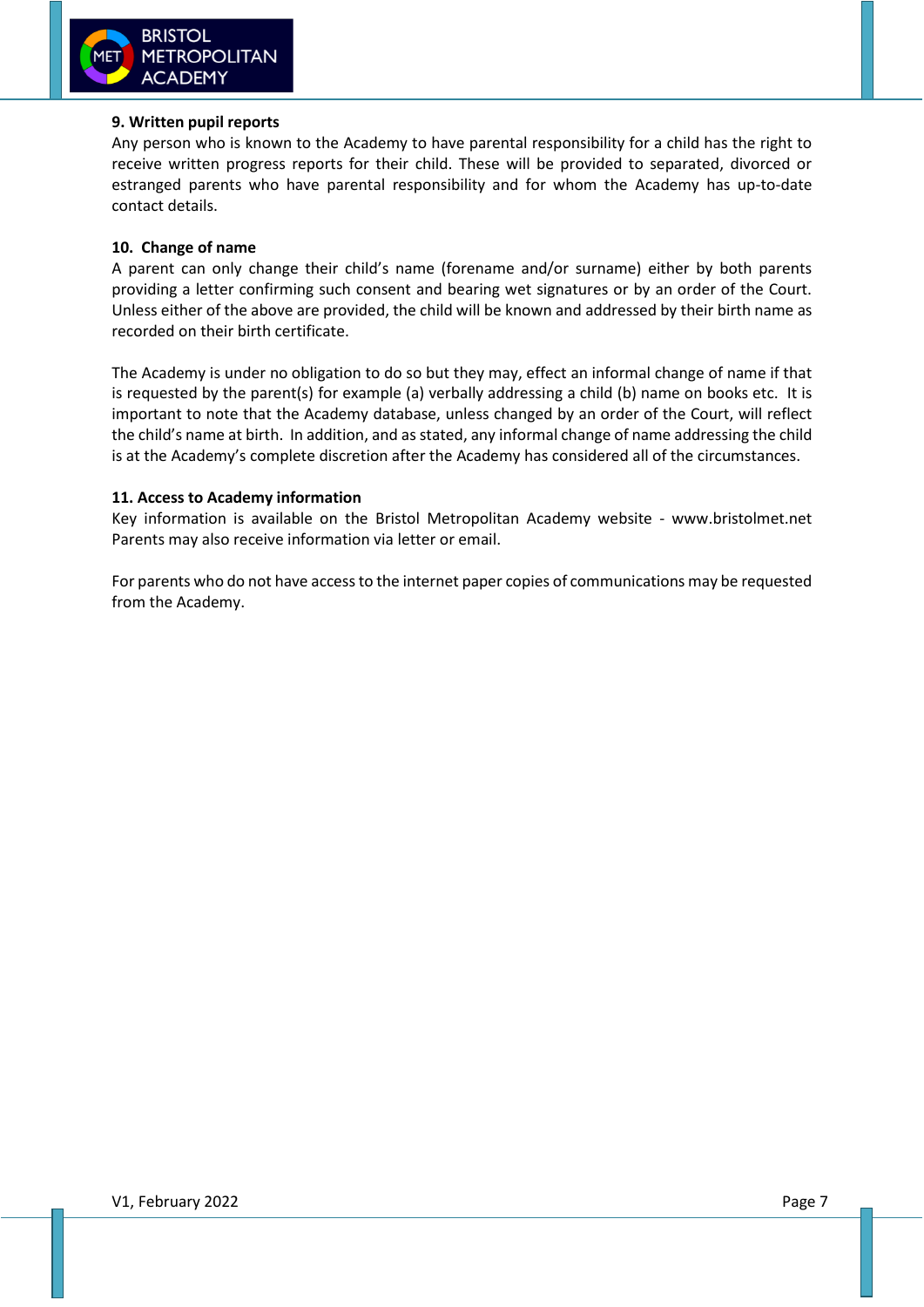**9. Written pupil reports**

Any person who is known to the Academy to have parental responsibility for a child has the right to receive written progress reports for their child. These will be provided to separated, divorced or estranged parents who have parental responsibility and for whom the Academy has up-to-date contact details.

**10. Change of name**

A parent can only change their child's name (forename and/or surname) either by both parents providing a letter confirming such consent and bearing wet signatures or by an order of the Court. Unless either of the above are provided, the child will be known and addressed by their birth name as recorded on their birth certificate.

The Academy is under no obligation to do so but they may, effect an informal change of name if that is requested by the parent(s) for example (a) verbally addressing a child (b) name on books etc. It is important to note that the Academy database, unless changed by an order of the Court, will reflect the child's name at birth. In addition, and as stated, any informal change of name addressing the child is at the Academy's complete discretion after the Academy has considered all of the circumstances.

**11. Access to Academy information**

Key information is available on the Bristol Metropolitan Academy website - www.bristolmet.net Parents may also receive information via letter or email.

For parents who do not have access to the internet paper copies of communications may be requested from the Academy.